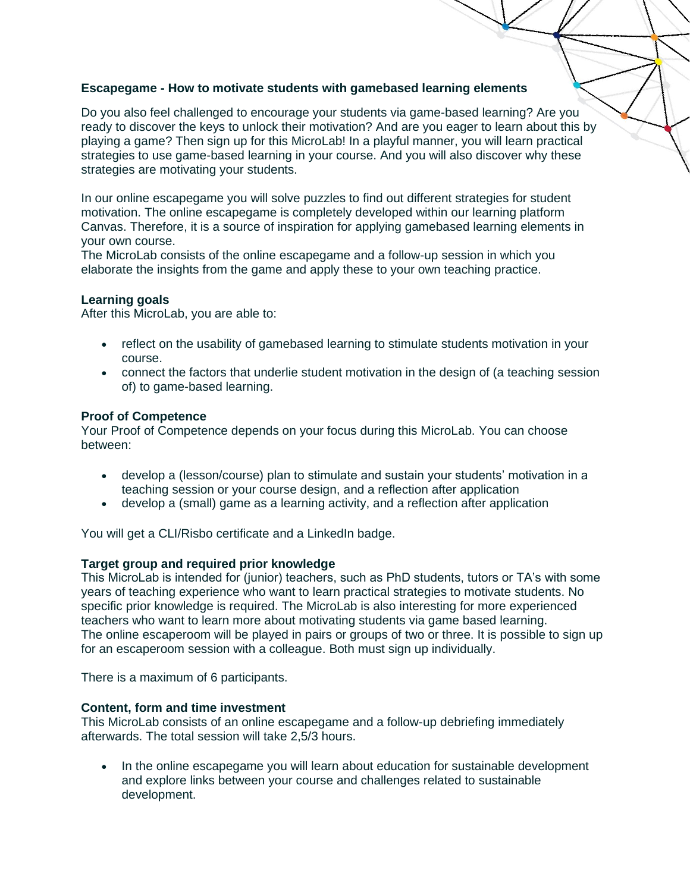**Escapegame - How to motivate students with gamebased learning elements**

Do you also feel challenged to encourage your students via game-based learning? Are you ready to discover the keys to unlock their motivation? And are you eager to learn about this by playing a game? Then sign up for this MicroLab! In a playful manner, you will learn practical strategies to use game-based learning in your course. And you will also discover why these strategies are motivating your students.

In our online escapegame you will solve puzzles to find out different strategies for student motivation. The online escapegame is completely developed within our learning platform Canvas. Therefore, it is a source of inspiration for applying gamebased learning elements in your own course.
The MicroLab consists of the online escapegame and a follow-up session in which you elaborate the insights from the game and apply these to your own teaching practice.

**Learning goals**
After this MicroLab, you are able to:

- reflect on the usability of gamebased learning to stimulate students motivation in your course.
- connect the factors that underlie student motivation in the design of (a teaching session of) to game-based learning.

**Proof of Competence**
Your Proof of Competence depends on your focus during this MicroLab. You can choose between:

- develop a (lesson/course) plan to stimulate and sustain your students' motivation in a teaching session or your course design, and a reflection after application
- develop a (small) game as a learning activity, and a reflection after application

You will get a CLI/Risbo certificate and a LinkedIn badge.

**Target group and required prior knowledge**
This MicroLab is intended for (junior) teachers, such as PhD students, tutors or TA's with some years of teaching experience who want to learn practical strategies to motivate students. No specific prior knowledge is required. The MicroLab is also interesting for more experienced teachers who want to learn more about motivating students via game based learning.
The online escaperoom will be played in pairs or groups of two or three. It is possible to sign up for an escaperoom session with a colleague. Both must sign up individually.

There is a maximum of 6 participants.

**Content, form and time investment**
This MicroLab consists of an online escapegame and a follow-up debriefing immediately afterwards. The total session will take 2,5/3 hours.

- In the online escapegame you will learn about education for sustainable development and explore links between your course and challenges related to sustainable development.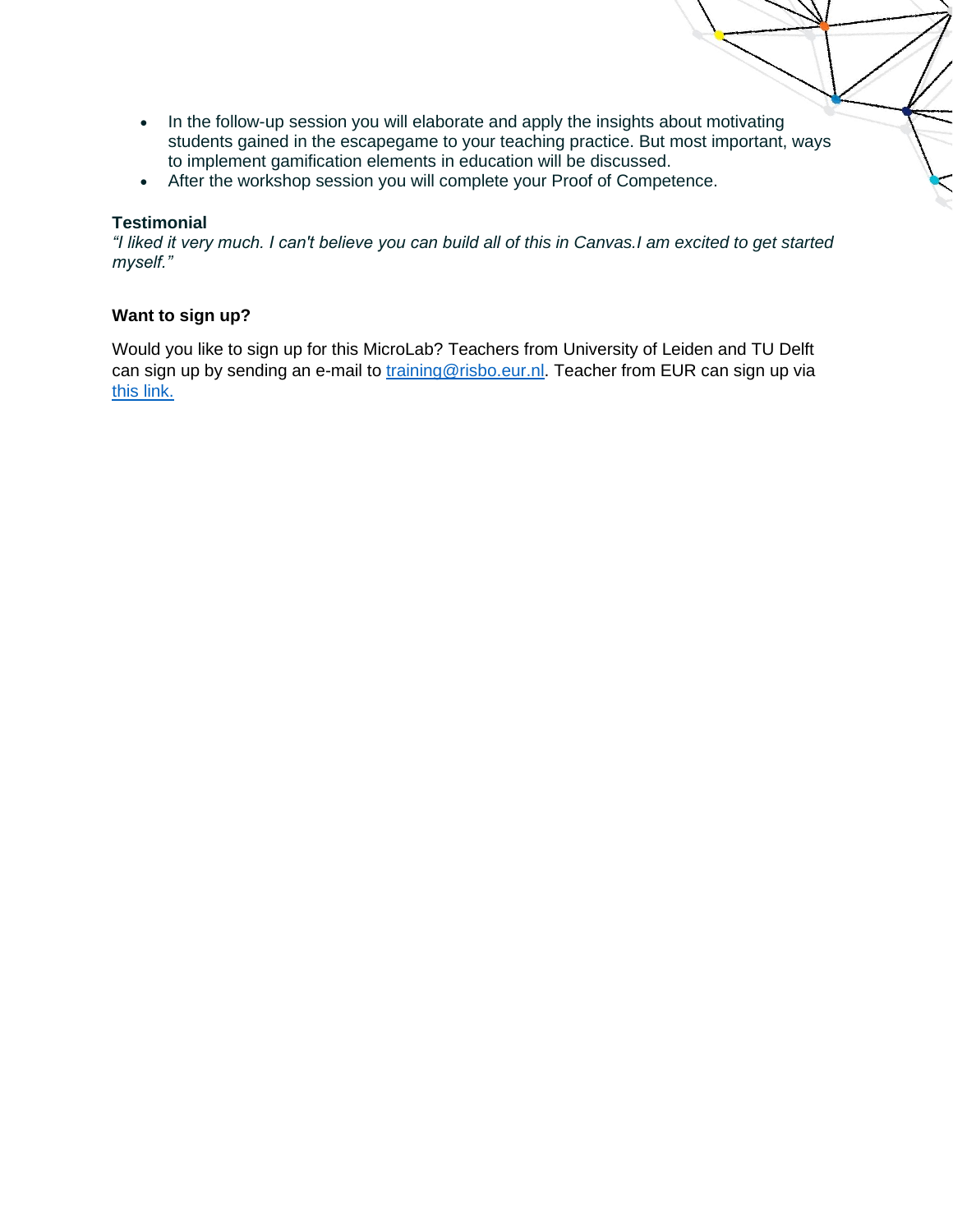- In the follow-up session you will elaborate and apply the insights about motivating students gained in the escapegame to your teaching practice. But most important, ways to implement gamification elements in education will be discussed.
- After the workshop session you will complete your Proof of Competence.

**Testimonial**

*"I liked it very much. I can't believe you can build all of this in Canvas.I am excited to get started myself."*

**Want to sign up?**

Would you like to sign up for this MicroLab? Teachers from University of Leiden and TU Delft can sign up by sending an e-mail to training@risbo.eur.nl. Teacher from EUR can sign up via this link.